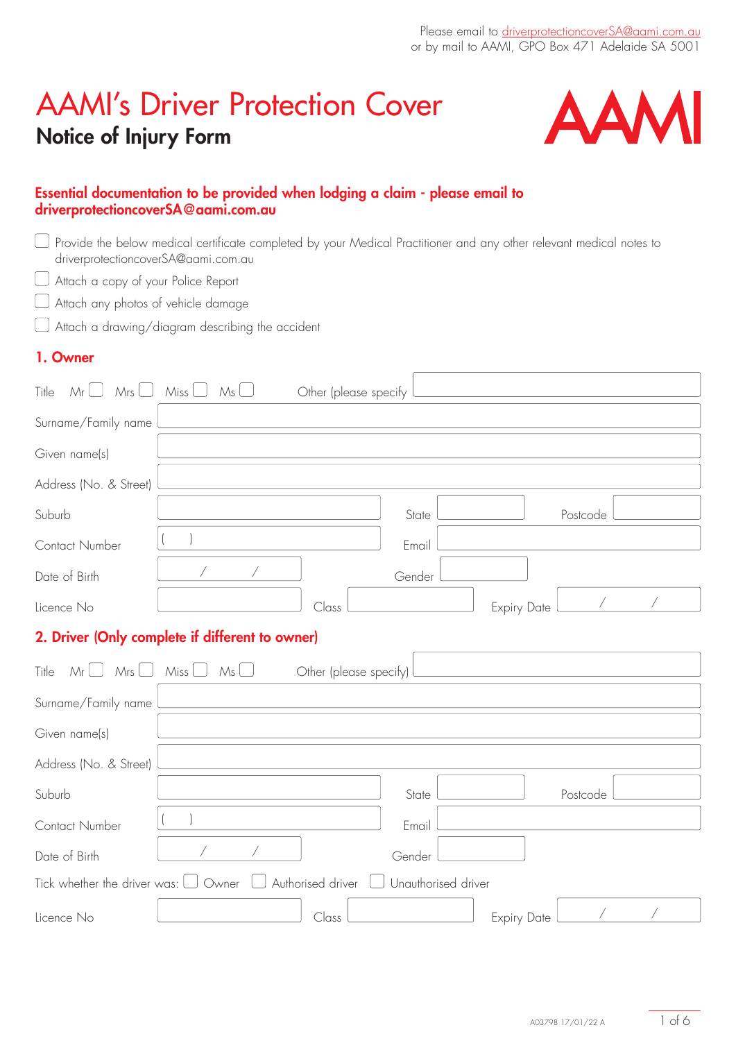Please email to driverprotectioncoverSA@aami.com.au
or by mail to AAMI, GPO Box 471 Adelaide SA 5001

# AAMI's Driver Protection Cover

## Notice of Injury Form

AAMI

**Essential documentation to be provided when lodging a claim - please email to driverprotectioncoverSA@aami.com.au**

- ☐ Provide the below medical certificate completed by your Medical Practitioner and any other relevant medical notes to driverprotectioncoverSA@aami.com.au
- ☐ Attach a copy of your Police Report
- ☐ Attach any photos of vehicle damage
- ☐ Attach a drawing/diagram describing the accident

### 1. Owner

Title Mr ☐ Mrs ☐ Miss ☐ Ms ☐ Other (please specify ____________

Surname/Family name ____________

Given name(s) ____________

Address (No. & Street) ____________

Suburb ____________ State ____________ Postcode ____________

Contact Number ( ) ____________ Email ____________

Date of Birth / / Gender ____________

Licence No ____________ Class ____________ Expiry Date / /

### 2. Driver (Only complete if different to owner)

Title Mr ☐ Mrs ☐ Miss ☐ Ms ☐ Other (please specify) ____________

Surname/Family name ____________

Given name(s) ____________

Address (No. & Street) ____________

Suburb ____________ State ____________ Postcode ____________

Contact Number ( ) ____________ Email ____________

Date of Birth / / Gender ____________

Tick whether the driver was: ☐ Owner ☐ Authorised driver ☐ Unauthorised driver

Licence No ____________ Class ____________ Expiry Date / /

A03798 17/01/22 A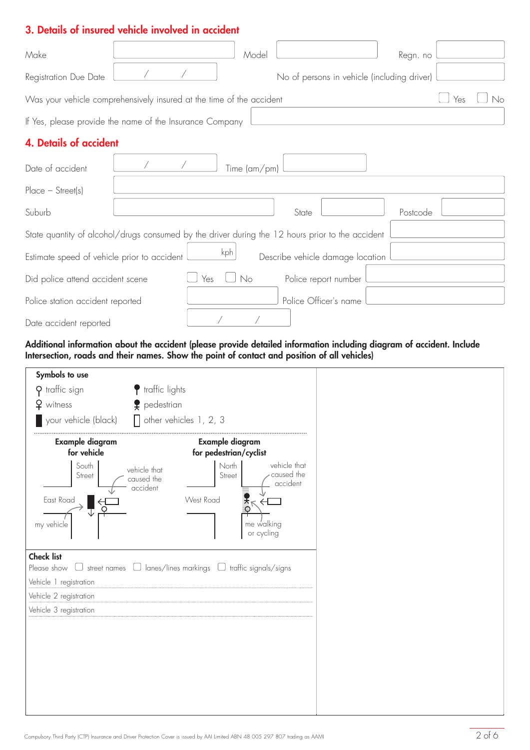## 3. Details of insured vehicle involved in accident

Make ______ Model ______ Regn. no ______

Registration Due Date ___ / ___ / ___ No of persons in vehicle (including driver) ______

Was your vehicle comprehensively insured at the time of the accident ☐ Yes ☐ No

If Yes, please provide the name of the Insurance Company ______

## 4. Details of accident

Date of accident ___ / ___ / ___ Time (am/pm) ______

Place – Street(s) ______

Suburb ______ State ______ Postcode ______

State quantity of alcohol/drugs consumed by the driver during the 12 hours prior to the accident ______

Estimate speed of vehicle prior to accident ______ kph Describe vehicle damage location ______

Did police attend accident scene ☐ Yes ☐ No Police report number ______

Police station accident reported ______ Police Officer's name ______

Date accident reported ___ / ___ / ___

**Additional information about the accident (please provide detailed information including diagram of accident. Include Intersection, roads and their names. Show the point of contact and position of all vehicles)**

**Symbols to use**

- traffic sign
- traffic lights
- witness
- pedestrian
- your vehicle (black)
- other vehicles 1, 2, 3

**Example diagram for vehicle**

South Street, East Road, vehicle that caused the accident, my vehicle

**Example diagram for pedestrian/cyclist**

North Street, West Road, vehicle that caused the accident, me walking or cycling

**Check list**

Please show ☐ street names ☐ lanes/lines markings ☐ traffic signals/signs

Vehicle 1 registration ______

Vehicle 2 registration ______

Vehicle 3 registration ______

Compulsory Third Party (CTP) Insurance and Driver Protection Cover is issued by AAI Limited ABN 48 005 297 807 trading as AAMI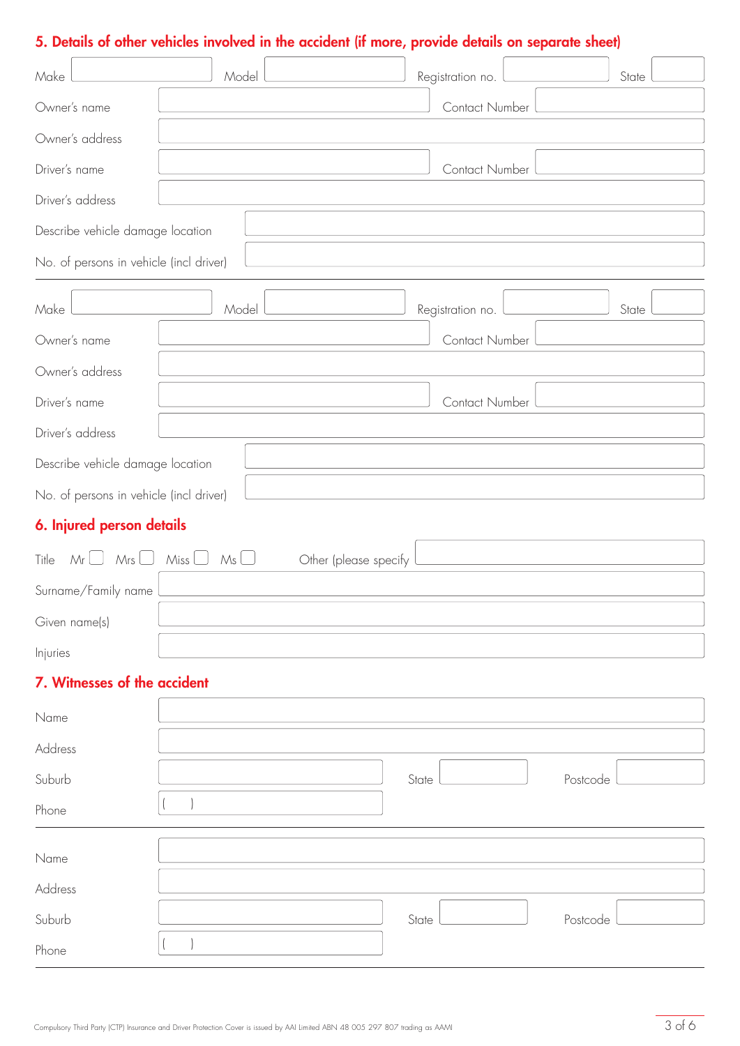## 5. Details of other vehicles involved in the accident (if more, provide details on separate sheet)

Make ______ Model ______ Registration no. ______ State ______

Owner's name ______ Contact Number ______

Owner's address ______

Driver's name ______ Contact Number ______

Driver's address ______

Describe vehicle damage location ______

No. of persons in vehicle (incl driver) ______

---

Make ______ Model ______ Registration no. ______ State ______

Owner's name ______ Contact Number ______

Owner's address ______

Driver's name ______ Contact Number ______

Driver's address ______

Describe vehicle damage location ______

No. of persons in vehicle (incl driver) ______

## 6. Injured person details

Title Mr ☐ Mrs ☐ Miss ☐ Ms ☐ Other (please specify ______

Surname/Family name ______

Given name(s) ______

Injuries ______

## 7. Witnesses of the accident

Name ______

Address ______

Suburb ______ State ______ Postcode ______

Phone ( )

---

Name ______

Address ______

Suburb ______ State ______ Postcode ______

Phone ( )

Compulsory Third Party (CTP) Insurance and Driver Protection Cover is issued by AAI Limited ABN 48 005 297 807 trading as AAMI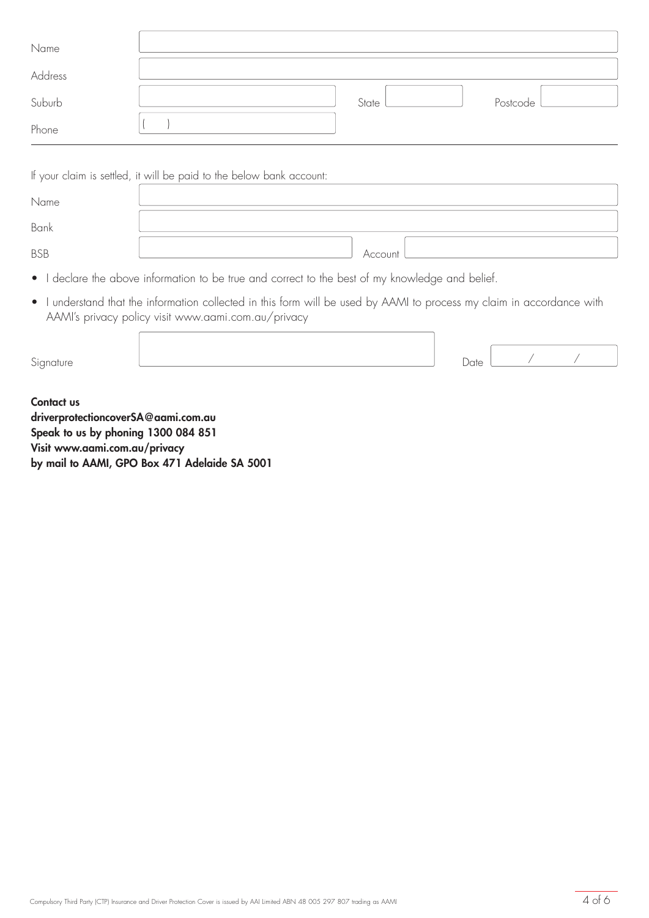Name

Address

Suburb State Postcode

Phone ( )

If your claim is settled, it will be paid to the below bank account:

Name

Bank

BSB Account

- I declare the above information to be true and correct to the best of my knowledge and belief.
- I understand that the information collected in this form will be used by AAMI to process my claim in accordance with AAMI's privacy policy visit www.aami.com.au/privacy

Signature Date / /

**Contact us**
**driverprotectioncoverSA@aami.com.au**
**Speak to us by phoning 1300 084 851**
**Visit www.aami.com.au/privacy**
**by mail to AAMI, GPO Box 471 Adelaide SA 5001**

Compulsory Third Party (CTP) Insurance and Driver Protection Cover is issued by AAI Limited ABN 48 005 297 807 trading as AAMI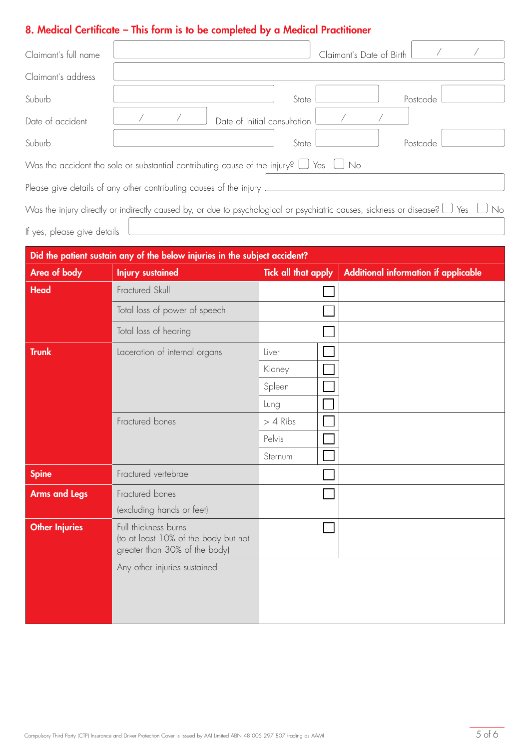## 8. Medical Certificate – This form is to be completed by a Medical Practitioner

Claimant's full name ______________________ Claimant's Date of Birth ____ / ____ / ____

Claimant's address ______________________

Suburb ______________________ State __________ Postcode __________

Date of accident ____ / ____ / ____ Date of initial consultation ____ / ____ / ____

Suburb ______________________ State __________ Postcode __________

Was the accident the sole or substantial contributing cause of the injury? ☐ Yes ☐ No

Please give details of any other contributing causes of the injury ______________________

Was the injury directly or indirectly caused by, or due to psychological or psychiatric causes, sickness or disease? ☐ Yes ☐ No

If yes, please give details ______________________

| Did the patient sustain any of the below injuries in the subject accident? | | | | |
|---|---|---|---|---|
| **Area of body** | **Injury sustained** | **Tick all that apply** | | **Additional information if applicable** |
| **Head** | Fractured Skull | | ☐ | |
| | Total loss of power of speech | | ☐ | |
| | Total loss of hearing | | ☐ | |
| **Trunk** | Laceration of internal organs | Liver | ☐ | |
| | | Kidney | ☐ | |
| | | Spleen | ☐ | |
| | | Lung | ☐ | |
| | Fractured bones | > 4 Ribs | ☐ | |
| | | Pelvis | ☐ | |
| | | Sternum | ☐ | |
| **Spine** | Fractured vertebrae | | ☐ | |
| **Arms and Legs** | Fractured bones (excluding hands or feet) | | ☐ | |
| **Other Injuries** | Full thickness burns (to at least 10% of the body but not greater than 30% of the body) | | ☐ | |
| | Any other injuries sustained | | | |

Compulsory Third Party (CTP) Insurance and Driver Protection Cover is issued by AAI Limited ABN 48 005 297 807 trading as AAMI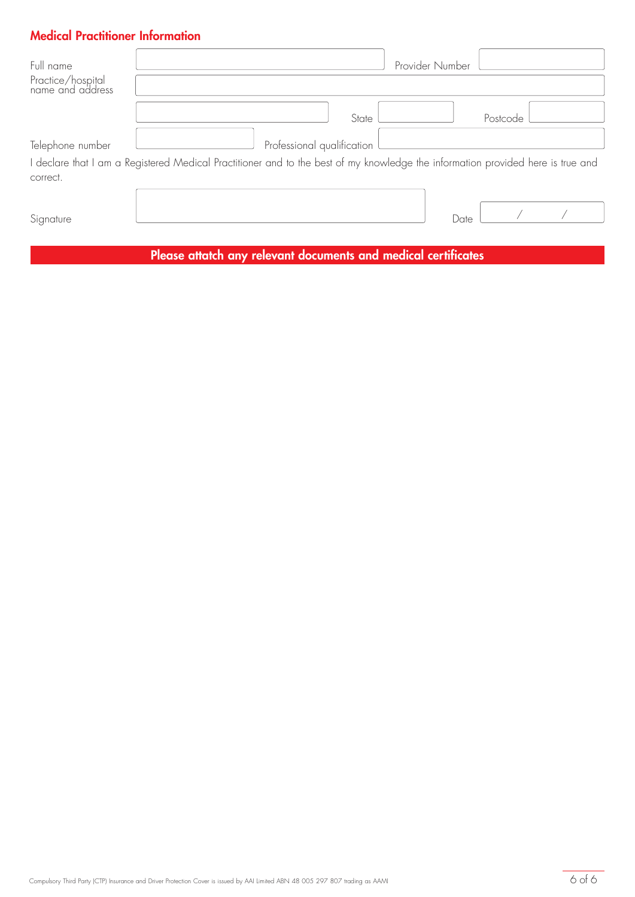## Medical Practitioner Information

Full name | Provider Number

Practice/hospital name and address

State | Postcode

Telephone number | Professional qualification

I declare that I am a Registered Medical Practitioner and to the best of my knowledge the information provided here is true and correct.

Signature | Date / /

**Please attatch any relevant documents and medical certificates**

Compulsory Third Party (CTP) Insurance and Driver Protection Cover is issued by AAI Limited ABN 48 005 297 807 trading as AAMI